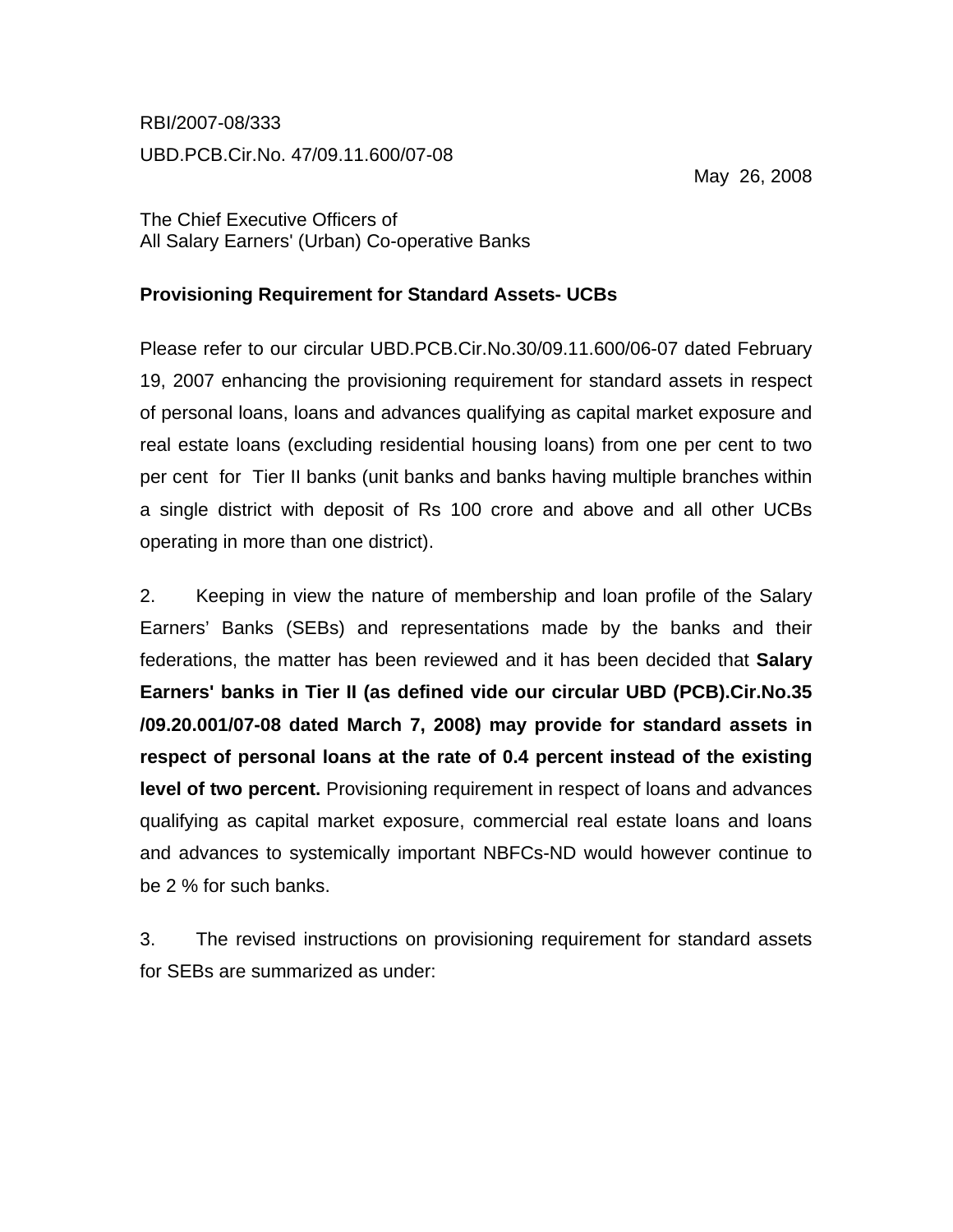RBI/2007-08/333

UBD.PCB.Cir.No. 47/09.11.600/07-08

May 26, 2008

The Chief Executive Officers of
All Salary Earners' (Urban) Co-operative Banks

**Provisioning Requirement for Standard Assets- UCBs**

Please refer to our circular UBD.PCB.Cir.No.30/09.11.600/06-07 dated February 19, 2007 enhancing the provisioning requirement for standard assets in respect of personal loans, loans and advances qualifying as capital market exposure and real estate loans (excluding residential housing loans) from one per cent to two per cent for Tier II banks (unit banks and banks having multiple branches within a single district with deposit of Rs 100 crore and above and all other UCBs operating in more than one district).

2. Keeping in view the nature of membership and loan profile of the Salary Earners' Banks (SEBs) and representations made by the banks and their federations, the matter has been reviewed and it has been decided that **Salary Earners' banks in Tier II (as defined vide our circular UBD (PCB).Cir.No.35 /09.20.001/07-08 dated March 7, 2008) may provide for standard assets in respect of personal loans at the rate of 0.4 percent instead of the existing level of two percent.** Provisioning requirement in respect of loans and advances qualifying as capital market exposure, commercial real estate loans and loans and advances to systemically important NBFCs-ND would however continue to be 2 % for such banks.

3. The revised instructions on provisioning requirement for standard assets for SEBs are summarized as under: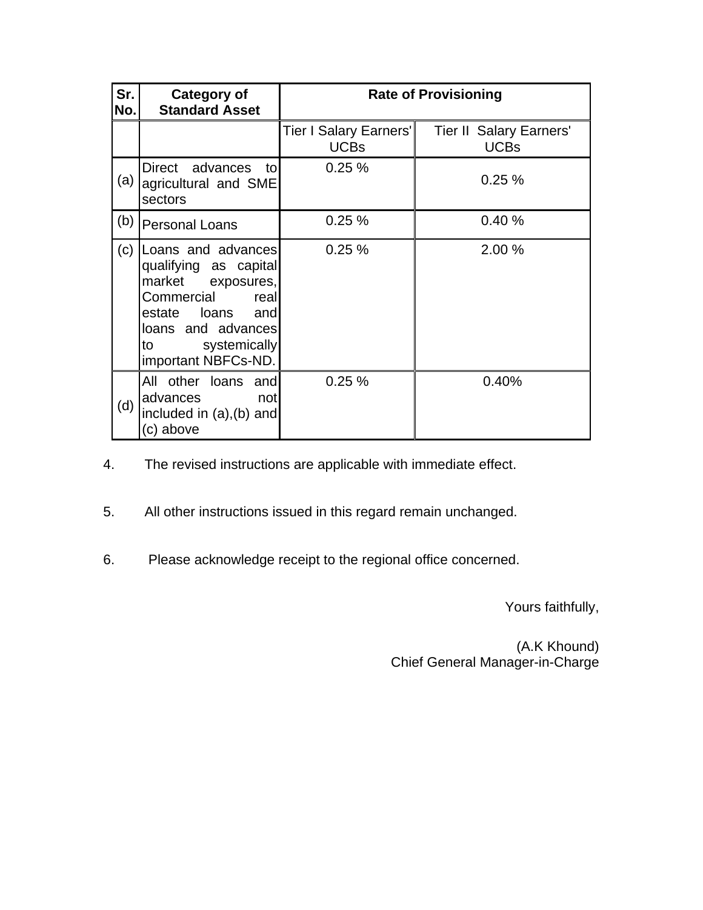| Sr. No. | Category of Standard Asset | Rate of Provisioning | |
|---|---|---|---|
| | | Tier I Salary Earners' UCBs | Tier II Salary Earners' UCBs |
| (a) | Direct advances to agricultural and SME sectors | 0.25 % | 0.25 % |
| (b) | Personal Loans | 0.25 % | 0.40 % |
| (c) | Loans and advances qualifying as capital market exposures, Commercial real estate loans and loans and advances to systemically important NBFCs-ND. | 0.25 % | 2.00 % |
| (d) | All other loans and advances not included in (a),(b) and (c) above | 0.25 % | 0.40% |

4. The revised instructions are applicable with immediate effect.

5. All other instructions issued in this regard remain unchanged.

6. Please acknowledge receipt to the regional office concerned.

Yours faithfully,

(A.K Khound)
Chief General Manager-in-Charge